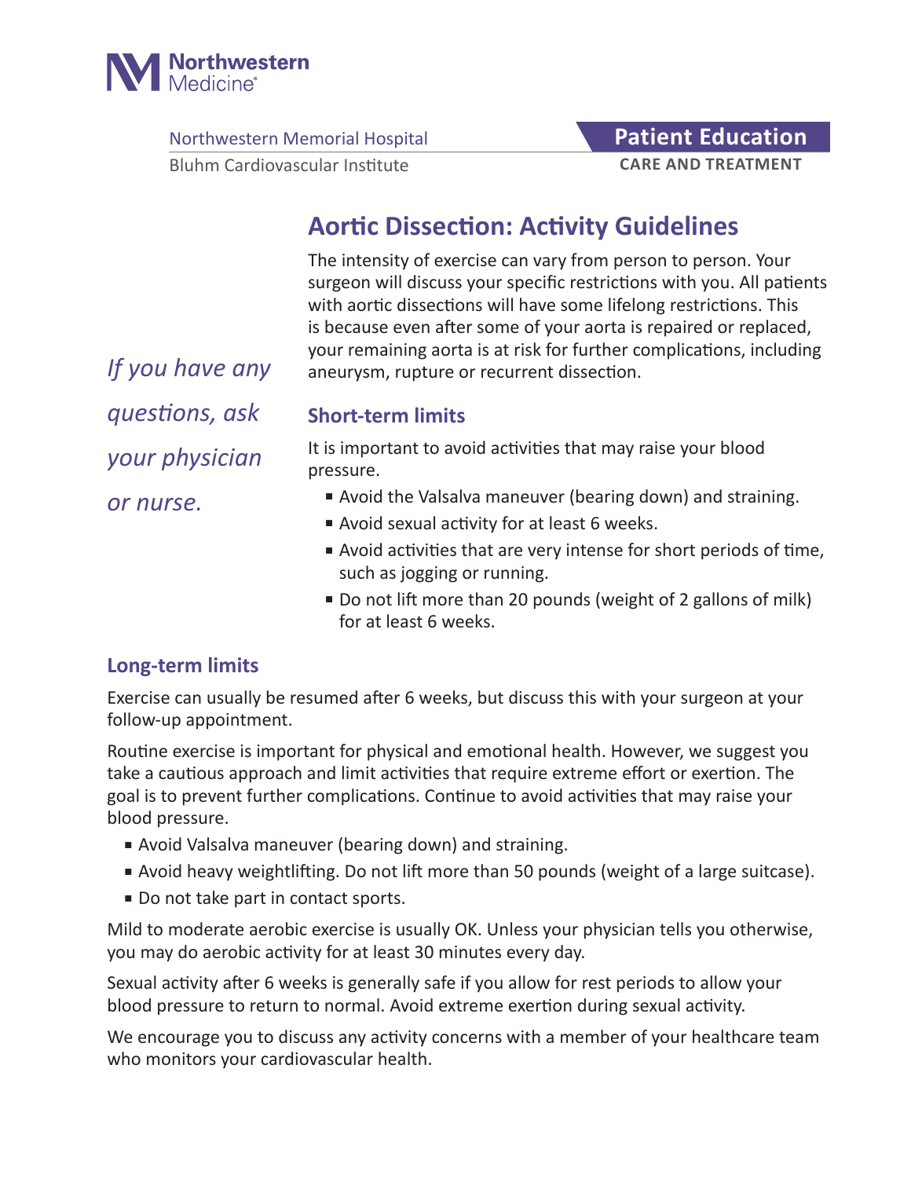Northwestern Medicine

Northwestern Memorial Hospital
Bluhm Cardiovascular Institute

**Patient Education**
CARE AND TREATMENT

# Aortic Dissection: Activity Guidelines

The intensity of exercise can vary from person to person. Your surgeon will discuss your specific restrictions with you. All patients with aortic dissections will have some lifelong restrictions. This is because even after some of your aorta is repaired or replaced, your remaining aorta is at risk for further complications, including aneurysm, rupture or recurrent dissection.

*If you have any questions, ask your physician or nurse.*

## Short-term limits

It is important to avoid activities that may raise your blood pressure.

- Avoid the Valsalva maneuver (bearing down) and straining.
- Avoid sexual activity for at least 6 weeks.
- Avoid activities that are very intense for short periods of time, such as jogging or running.
- Do not lift more than 20 pounds (weight of 2 gallons of milk) for at least 6 weeks.

## Long-term limits

Exercise can usually be resumed after 6 weeks, but discuss this with your surgeon at your follow-up appointment.

Routine exercise is important for physical and emotional health. However, we suggest you take a cautious approach and limit activities that require extreme effort or exertion. The goal is to prevent further complications. Continue to avoid activities that may raise your blood pressure.

- Avoid Valsalva maneuver (bearing down) and straining.
- Avoid heavy weightlifting. Do not lift more than 50 pounds (weight of a large suitcase).
- Do not take part in contact sports.

Mild to moderate aerobic exercise is usually OK. Unless your physician tells you otherwise, you may do aerobic activity for at least 30 minutes every day.

Sexual activity after 6 weeks is generally safe if you allow for rest periods to allow your blood pressure to return to normal. Avoid extreme exertion during sexual activity.

We encourage you to discuss any activity concerns with a member of your healthcare team who monitors your cardiovascular health.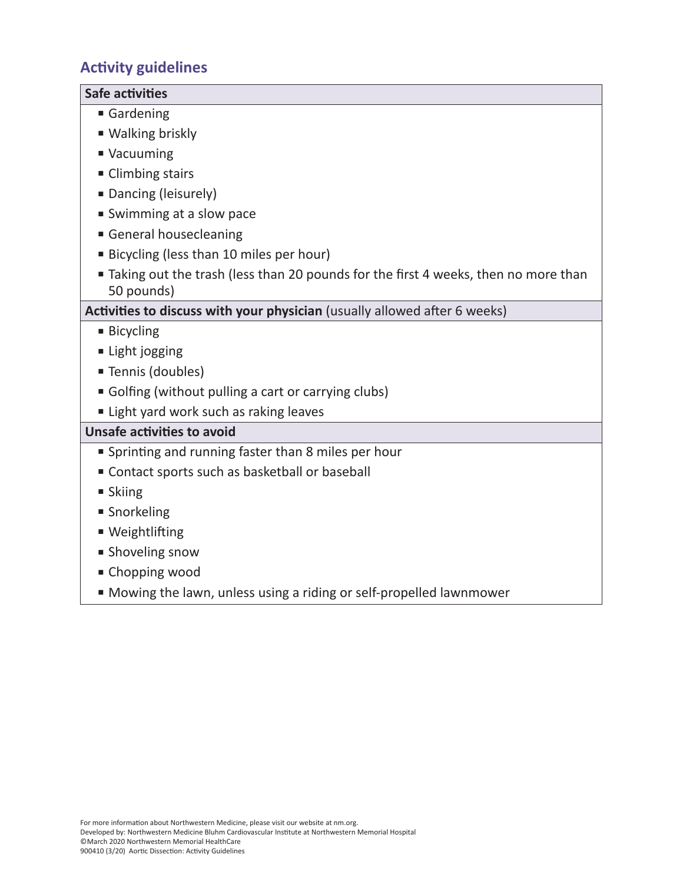## Activity guidelines

**Safe activities**

- Gardening
- Walking briskly
- Vacuuming
- Climbing stairs
- Dancing (leisurely)
- Swimming at a slow pace
- General housecleaning
- Bicycling (less than 10 miles per hour)
- Taking out the trash (less than 20 pounds for the first 4 weeks, then no more than 50 pounds)

**Activities to discuss with your physician** (usually allowed after 6 weeks)

- Bicycling
- Light jogging
- Tennis (doubles)
- Golfing (without pulling a cart or carrying clubs)
- Light yard work such as raking leaves

**Unsafe activities to avoid**

- Sprinting and running faster than 8 miles per hour
- Contact sports such as basketball or baseball
- Skiing
- Snorkeling
- Weightlifting
- Shoveling snow
- Chopping wood
- Mowing the lawn, unless using a riding or self-propelled lawnmower

For more information about Northwestern Medicine, please visit our website at nm.org.
Developed by: Northwestern Medicine Bluhm Cardiovascular Institute at Northwestern Memorial Hospital
©March 2020 Northwestern Memorial HealthCare
900410 (3/20) Aortic Dissection: Activity Guidelines